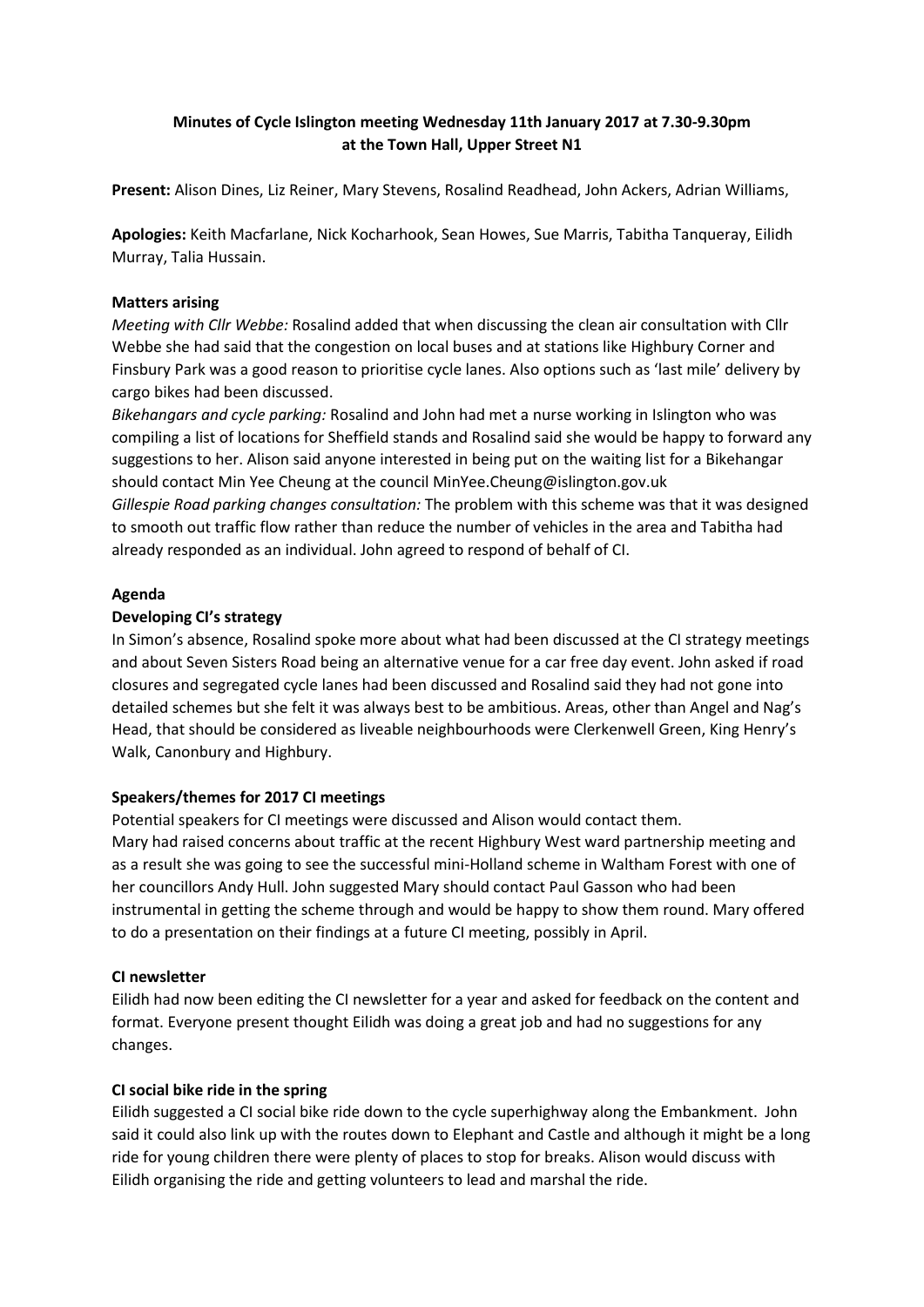# Minutes of Cycle Islington meeting Wednesday 11th January 2017 at 7.30-9.30pm at the Town Hall, Upper Street N1

**Present:** Alison Dines, Liz Reiner, Mary Stevens, Rosalind Readhead, John Ackers, Adrian Williams,

**Apologies:** Keith Macfarlane, Nick Kocharhook, Sean Howes, Sue Marris, Tabitha Tanqueray, Eilidh Murray, Talia Hussain.

## Matters arising

*Meeting with Cllr Webbe:* Rosalind added that when discussing the clean air consultation with Cllr Webbe she had said that the congestion on local buses and at stations like Highbury Corner and Finsbury Park was a good reason to prioritise cycle lanes. Also options such as 'last mile' delivery by cargo bikes had been discussed.

*Bikehangars and cycle parking:* Rosalind and John had met a nurse working in Islington who was compiling a list of locations for Sheffield stands and Rosalind said she would be happy to forward any suggestions to her. Alison said anyone interested in being put on the waiting list for a Bikehangar should contact Min Yee Cheung at the council MinYee.Cheung@islington.gov.uk

*Gillespie Road parking changes consultation:* The problem with this scheme was that it was designed to smooth out traffic flow rather than reduce the number of vehicles in the area and Tabitha had already responded as an individual. John agreed to respond of behalf of CI.

## Agenda

### Developing CI's strategy

In Simon's absence, Rosalind spoke more about what had been discussed at the CI strategy meetings and about Seven Sisters Road being an alternative venue for a car free day event. John asked if road closures and segregated cycle lanes had been discussed and Rosalind said they had not gone into detailed schemes but she felt it was always best to be ambitious. Areas, other than Angel and Nag's Head, that should be considered as liveable neighbourhoods were Clerkenwell Green, King Henry's Walk, Canonbury and Highbury.

### Speakers/themes for 2017 CI meetings

Potential speakers for CI meetings were discussed and Alison would contact them.

Mary had raised concerns about traffic at the recent Highbury West ward partnership meeting and as a result she was going to see the successful mini-Holland scheme in Waltham Forest with one of her councillors Andy Hull. John suggested Mary should contact Paul Gasson who had been instrumental in getting the scheme through and would be happy to show them round. Mary offered to do a presentation on their findings at a future CI meeting, possibly in April.

### CI newsletter

Eilidh had now been editing the CI newsletter for a year and asked for feedback on the content and format. Everyone present thought Eilidh was doing a great job and had no suggestions for any changes.

### CI social bike ride in the spring

Eilidh suggested a CI social bike ride down to the cycle superhighway along the Embankment. John said it could also link up with the routes down to Elephant and Castle and although it might be a long ride for young children there were plenty of places to stop for breaks. Alison would discuss with Eilidh organising the ride and getting volunteers to lead and marshal the ride.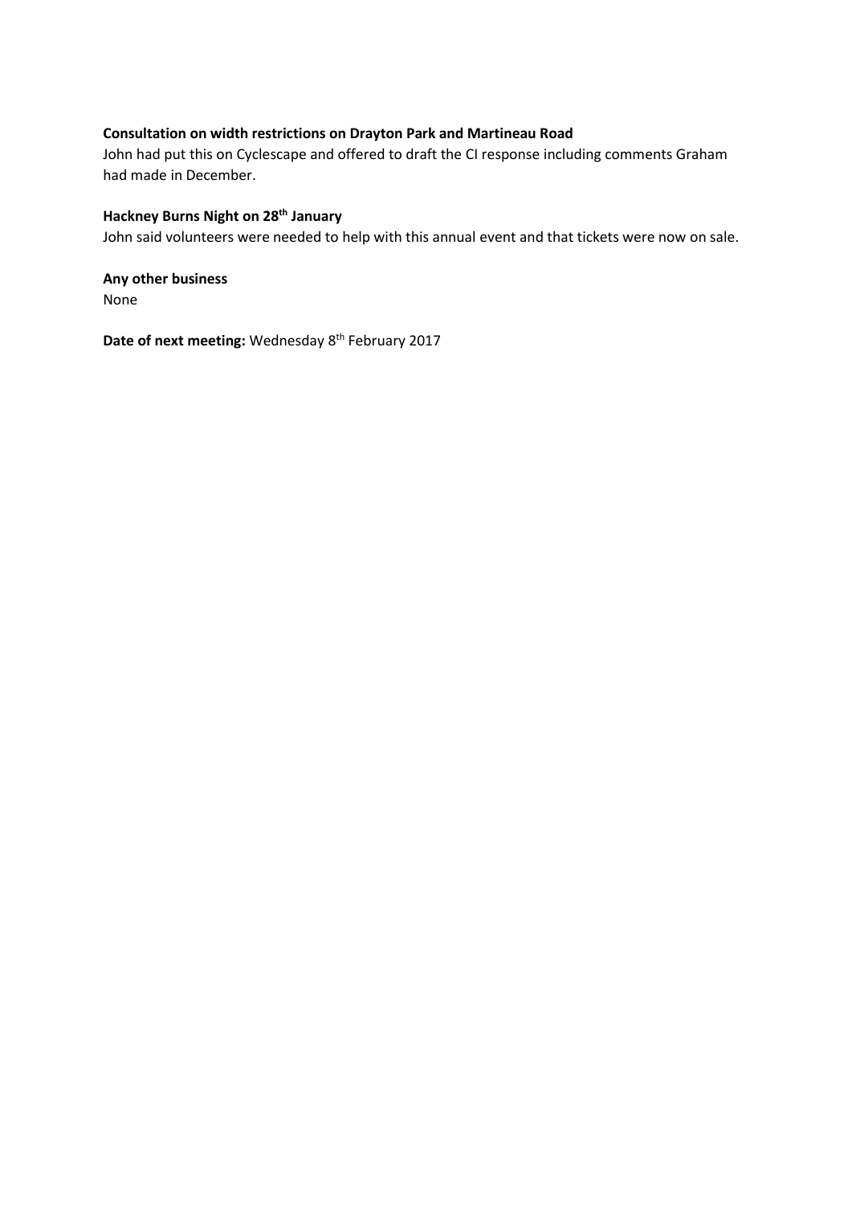**Consultation on width restrictions on Drayton Park and Martineau Road**

John had put this on Cyclescape and offered to draft the CI response including comments Graham had made in December.

**Hackney Burns Night on 28th January**

John said volunteers were needed to help with this annual event and that tickets were now on sale.

**Any other business**

None

**Date of next meeting:** Wednesday 8th February 2017